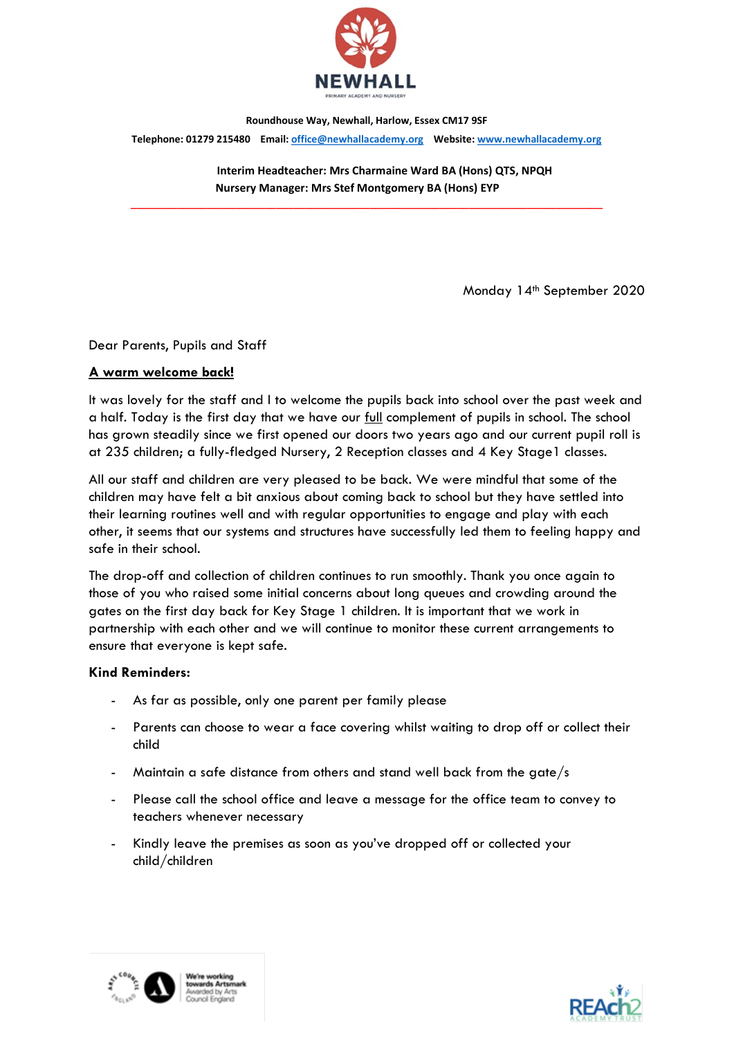**NEWHALL**

PRIMARY ACADEMY AND NURSERY

**Roundhouse Way, Newhall, Harlow, Essex CM17 9SF**

**Telephone:** 01279 215480 **Email:** office@newhallacademy.org **Website:** www.newhallacademy.org

**Interim Headteacher: Mrs Charmaine Ward BA (Hons) QTS, NPQH**
**Nursery Manager: Mrs Stef Montgomery BA (Hons) EYP**

---

Monday 14th September 2020

Dear Parents, Pupils and Staff

**A warm welcome back!**

It was lovely for the staff and I to welcome the pupils back into school over the past week and a half. Today is the first day that we have our full complement of pupils in school. The school has grown steadily since we first opened our doors two years ago and our current pupil roll is at 235 children; a fully-fledged Nursery, 2 Reception classes and 4 Key Stage1 classes.

All our staff and children are very pleased to be back. We were mindful that some of the children may have felt a bit anxious about coming back to school but they have settled into their learning routines well and with regular opportunities to engage and play with each other, it seems that our systems and structures have successfully led them to feeling happy and safe in their school.

The drop-off and collection of children continues to run smoothly. Thank you once again to those of you who raised some initial concerns about long queues and crowding around the gates on the first day back for Key Stage 1 children. It is important that we work in partnership with each other and we will continue to monitor these current arrangements to ensure that everyone is kept safe.

**Kind Reminders:**

- As far as possible, only one parent per family please
- Parents can choose to wear a face covering whilst waiting to drop off or collect their child
- Maintain a safe distance from others and stand well back from the gate/s
- Please call the school office and leave a message for the office team to convey to teachers whenever necessary
- Kindly leave the premises as soon as you've dropped off or collected your child/children

We're working towards Artsmark Awarded by Arts Council England

REAch2 ACADEMY TRUST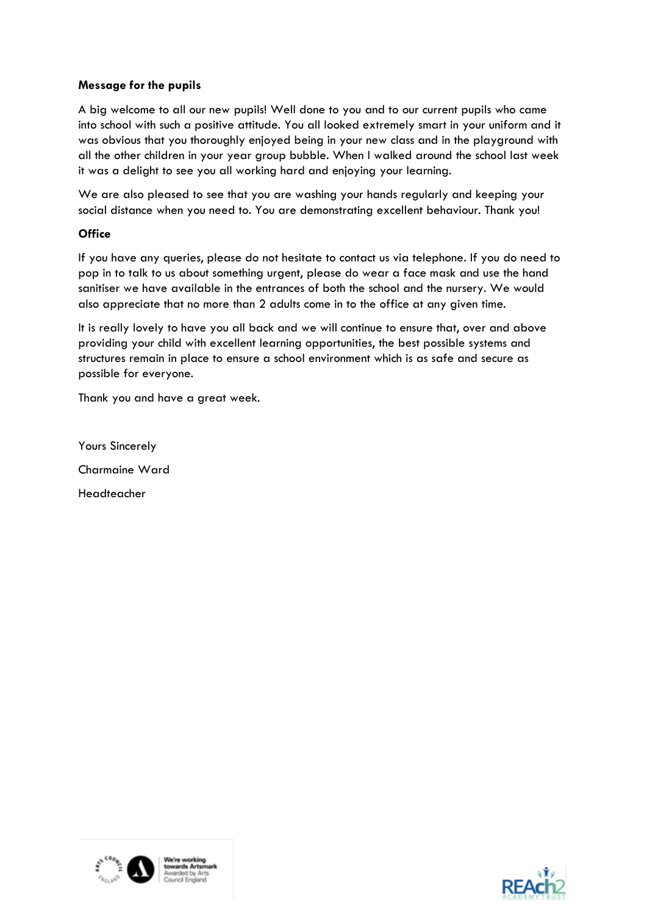**Message for the pupils**

A big welcome to all our new pupils! Well done to you and to our current pupils who came into school with such a positive attitude. You all looked extremely smart in your uniform and it was obvious that you thoroughly enjoyed being in your new class and in the playground with all the other children in your year group bubble. When I walked around the school last week it was a delight to see you all working hard and enjoying your learning.

We are also pleased to see that you are washing your hands regularly and keeping your social distance when you need to. You are demonstrating excellent behaviour. Thank you!

**Office**

If you have any queries, please do not hesitate to contact us via telephone. If you do need to pop in to talk to us about something urgent, please do wear a face mask and use the hand sanitiser we have available in the entrances of both the school and the nursery. We would also appreciate that no more than 2 adults come in to the office at any given time.

It is really lovely to have you all back and we will continue to ensure that, over and above providing your child with excellent learning opportunities, the best possible systems and structures remain in place to ensure a school environment which is as safe and secure as possible for everyone.

Thank you and have a great week.

Yours Sincerely

Charmaine Ward

Headteacher

We're working towards Artsmark
Awarded by Arts Council England

REAch2 ACADEMY TRUST